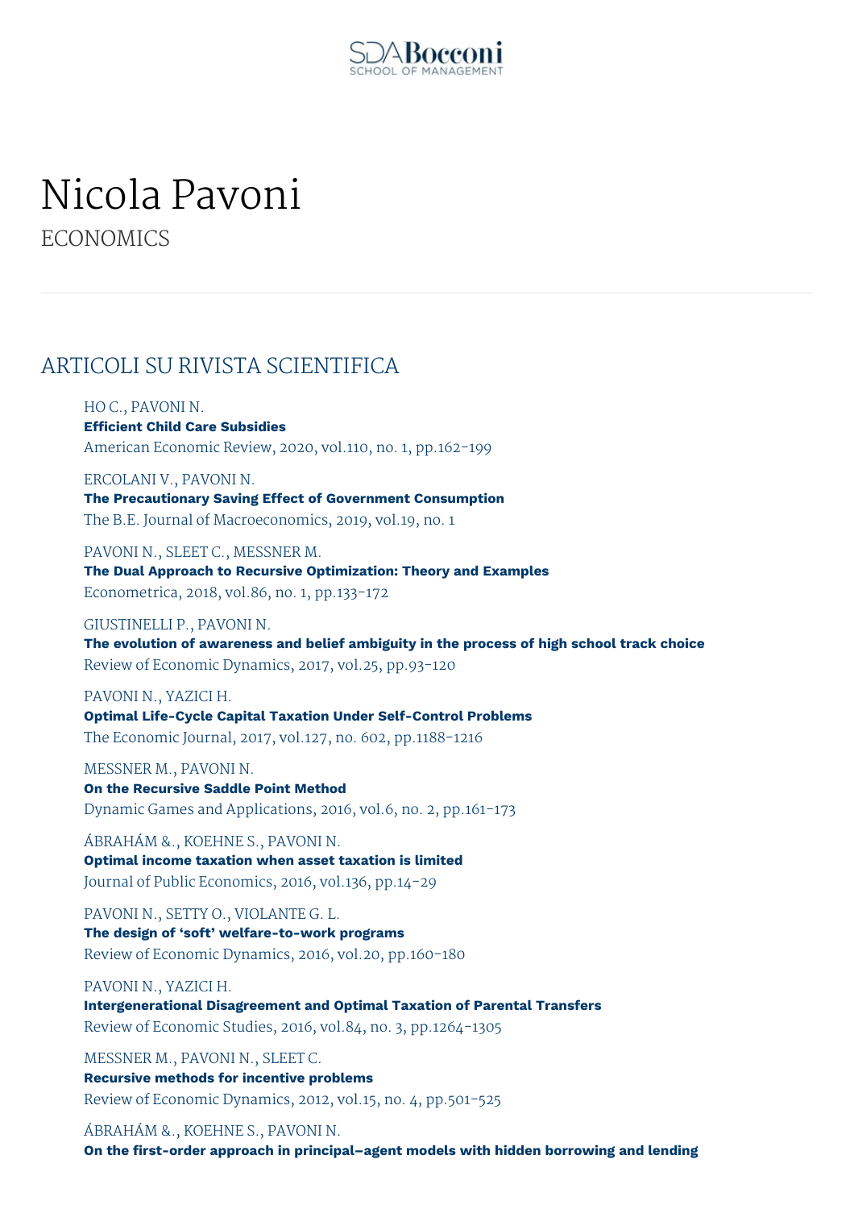# Nicola Pavoni

ECONOMICS

## ARTICOLI SU RIVISTA SCIENTIFICA

HO C., PAVONI N.
**Efficient Child Care Subsidies**
American Economic Review, 2020, vol.110, no. 1, pp.162-199

ERCOLANI V., PAVONI N.
**The Precautionary Saving Effect of Government Consumption**
The B.E. Journal of Macroeconomics, 2019, vol.19, no. 1

PAVONI N., SLEET C., MESSNER M.
**The Dual Approach to Recursive Optimization: Theory and Examples**
Econometrica, 2018, vol.86, no. 1, pp.133-172

GIUSTINELLI P., PAVONI N.
**The evolution of awareness and belief ambiguity in the process of high school track choice**
Review of Economic Dynamics, 2017, vol.25, pp.93-120

PAVONI N., YAZICI H.
**Optimal Life-Cycle Capital Taxation Under Self-Control Problems**
The Economic Journal, 2017, vol.127, no. 602, pp.1188-1216

MESSNER M., PAVONI N.
**On the Recursive Saddle Point Method**
Dynamic Games and Applications, 2016, vol.6, no. 2, pp.161-173

ÁBRAHÁM &., KOEHNE S., PAVONI N.
**Optimal income taxation when asset taxation is limited**
Journal of Public Economics, 2016, vol.136, pp.14-29

PAVONI N., SETTY O., VIOLANTE G. L.
**The design of 'soft' welfare-to-work programs**
Review of Economic Dynamics, 2016, vol.20, pp.160-180

PAVONI N., YAZICI H.
**Intergenerational Disagreement and Optimal Taxation of Parental Transfers**
Review of Economic Studies, 2016, vol.84, no. 3, pp.1264-1305

MESSNER M., PAVONI N., SLEET C.
**Recursive methods for incentive problems**
Review of Economic Dynamics, 2012, vol.15, no. 4, pp.501-525

ÁBRAHÁM &., KOEHNE S., PAVONI N.
**On the first-order approach in principal–agent models with hidden borrowing and lending**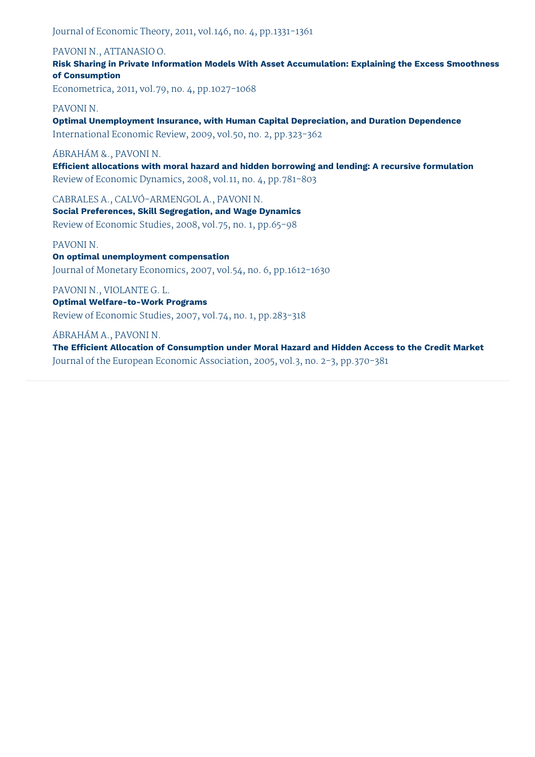Journal of Economic Theory, 2011, vol.146, no. 4, pp.1331-1361

PAVONI N., ATTANASIO O.
**Risk Sharing in Private Information Models With Asset Accumulation: Explaining the Excess Smoothness of Consumption**
Econometrica, 2011, vol.79, no. 4, pp.1027-1068

PAVONI N.
**Optimal Unemployment Insurance, with Human Capital Depreciation, and Duration Dependence**
International Economic Review, 2009, vol.50, no. 2, pp.323-362

ÁBRAHÁM &., PAVONI N.
**Efficient allocations with moral hazard and hidden borrowing and lending: A recursive formulation**
Review of Economic Dynamics, 2008, vol.11, no. 4, pp.781-803

CABRALES A., CALVÓ-ARMENGOL A., PAVONI N.
**Social Preferences, Skill Segregation, and Wage Dynamics**
Review of Economic Studies, 2008, vol.75, no. 1, pp.65-98

PAVONI N.
**On optimal unemployment compensation**
Journal of Monetary Economics, 2007, vol.54, no. 6, pp.1612-1630

PAVONI N., VIOLANTE G. L.
**Optimal Welfare-to-Work Programs**
Review of Economic Studies, 2007, vol.74, no. 1, pp.283-318

ÁBRAHÁM A., PAVONI N.
**The Efficient Allocation of Consumption under Moral Hazard and Hidden Access to the Credit Market**
Journal of the European Economic Association, 2005, vol.3, no. 2-3, pp.370-381